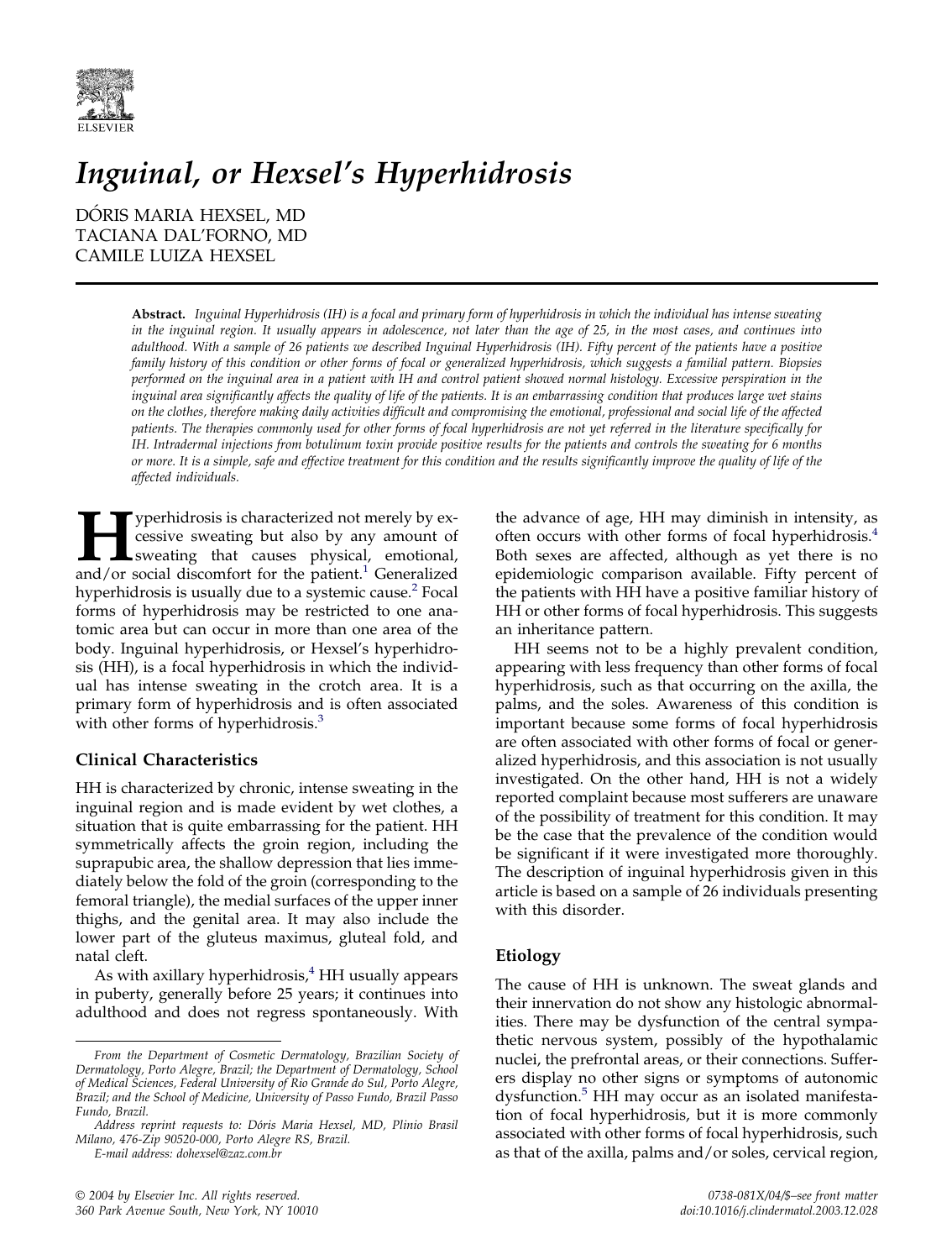# Inguinal, or Hexsel's Hyperhidrosis

DÓRIS MARIA HEXSEL, MD
TACIANA DAL'FORNO, MD
CAMILE LUIZA HEXSEL

**Abstract.** *Inguinal Hyperhidrosis (IH) is a focal and primary form of hyperhidrosis in which the individual has intense sweating in the inguinal region. It usually appears in adolescence, not later than the age of 25, in the most cases, and continues into adulthood. With a sample of 26 patients we described Inguinal Hyperhidrosis (IH). Fifty percent of the patients have a positive family history of this condition or other forms of focal or generalized hyperhidrosis, which suggests a familial pattern. Biopsies performed on the inguinal area in a patient with IH and control patient showed normal histology. Excessive perspiration in the inguinal area significantly affects the quality of life of the patients. It is an embarrassing condition that produces large wet stains on the clothes, therefore making daily activities difficult and compromising the emotional, professional and social life of the affected patients. The therapies commonly used for other forms of focal hyperhidrosis are not yet referred in the literature specifically for IH. Intradermal injections from botulinum toxin provide positive results for the patients and controls the sweating for 6 months or more. It is a simple, safe and effective treatment for this condition and the results significantly improve the quality of life of the affected individuals.*

Hyperhidrosis is characterized not merely by excessive sweating but also by any amount of sweating that causes physical, emotional, and/or social discomfort for the patient.[1] Generalized hyperhidrosis is usually due to a systemic cause.[2] Focal forms of hyperhidrosis may be restricted to one anatomic area but can occur in more than one area of the body. Inguinal hyperhidrosis, or Hexsel's hyperhidrosis (HH), is a focal hyperhidrosis in which the individual has intense sweating in the crotch area. It is a primary form of hyperhidrosis and is often associated with other forms of hyperhidrosis.[3]

## Clinical Characteristics

HH is characterized by chronic, intense sweating in the inguinal region and is made evident by wet clothes, a situation that is quite embarrassing for the patient. HH symmetrically affects the groin region, including the suprapubic area, the shallow depression that lies immediately below the fold of the groin (corresponding to the femoral triangle), the medial surfaces of the upper inner thighs, and the genital area. It may also include the lower part of the gluteus maximus, gluteal fold, and natal cleft.

As with axillary hyperhidrosis,[4] HH usually appears in puberty, generally before 25 years; it continues into adulthood and does not regress spontaneously. With the advance of age, HH may diminish in intensity, as often occurs with other forms of focal hyperhidrosis.[4] Both sexes are affected, although as yet there is no epidemiologic comparison available. Fifty percent of the patients with HH have a positive familiar history of HH or other forms of focal hyperhidrosis. This suggests an inheritance pattern.

HH seems not to be a highly prevalent condition, appearing with less frequency than other forms of focal hyperhidrosis, such as that occurring on the axilla, the palms, and the soles. Awareness of this condition is important because some forms of focal hyperhidrosis are often associated with other forms of focal or generalized hyperhidrosis, and this association is not usually investigated. On the other hand, HH is not a widely reported complaint because most sufferers are unaware of the possibility of treatment for this condition. It may be the case that the prevalence of the condition would be significant if it were investigated more thoroughly. The description of inguinal hyperhidrosis given in this article is based on a sample of 26 individuals presenting with this disorder.

## Etiology

The cause of HH is unknown. The sweat glands and their innervation do not show any histologic abnormalities. There may be dysfunction of the central sympathetic nervous system, possibly of the hypothalamic nuclei, the prefrontal areas, or their connections. Sufferers display no other signs or symptoms of autonomic dysfunction.[5] HH may occur as an isolated manifestation of focal hyperhidrosis, but it is more commonly associated with other forms of focal hyperhidrosis, such as that of the axilla, palms and/or soles, cervical region,

*From the Department of Cosmetic Dermatology, Brazilian Society of Dermatology, Porto Alegre, Brazil; the Department of Dermatology, School of Medical Sciences, Federal University of Rio Grande do Sul, Porto Alegre, Brazil; and the School of Medicine, University of Passo Fundo, Brazil Passo Fundo, Brazil.*

*Address reprint requests to: Dóris Maria Hexsel, MD, Plinio Brasil Milano, 476-Zip 90520-000, Porto Alegre RS, Brazil.*

*E-mail address: dohexsel@zaz.com.br*

*© 2004 by Elsevier Inc. All rights reserved.*
*360 Park Avenue South, New York, NY 10010*

*0738-081X/04/$–see front matter*
*doi:10.1016/j.clindermatol.2003.12.028*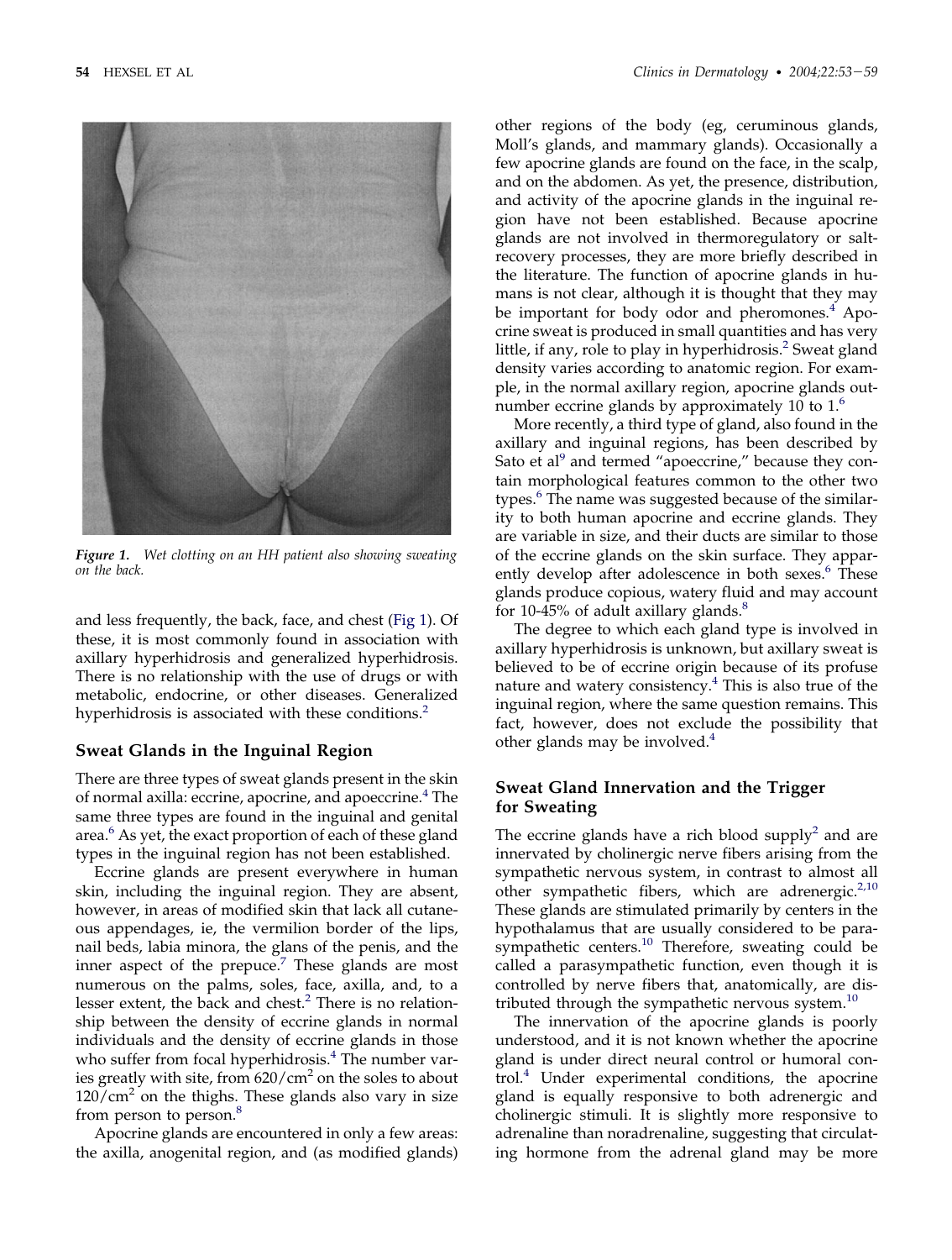*Figure 1. Wet clotting on an HH patient also showing sweating on the back.*

and less frequently, the back, face, and chest (Fig 1). Of these, it is most commonly found in association with axillary hyperhidrosis and generalized hyperhidrosis. There is no relationship with the use of drugs or with metabolic, endocrine, or other diseases. Generalized hyperhidrosis is associated with these conditions.[2]

## Sweat Glands in the Inguinal Region

There are three types of sweat glands present in the skin of normal axilla: eccrine, apocrine, and apoeccrine.[4] The same three types are found in the inguinal and genital area.[6] As yet, the exact proportion of each of these gland types in the inguinal region has not been established.

Eccrine glands are present everywhere in human skin, including the inguinal region. They are absent, however, in areas of modified skin that lack all cutaneous appendages, ie, the vermilion border of the lips, nail beds, labia minora, the glans of the penis, and the inner aspect of the prepuce.[7] These glands are most numerous on the palms, soles, face, axilla, and, to a lesser extent, the back and chest.[2] There is no relationship between the density of eccrine glands in normal individuals and the density of eccrine glands in those who suffer from focal hyperhidrosis.[4] The number varies greatly with site, from $620/cm^2$ on the soles to about $120/cm^2$ on the thighs. These glands also vary in size from person to person.[8]

Apocrine glands are encountered in only a few areas: the axilla, anogenital region, and (as modified glands) other regions of the body (eg, ceruminous glands, Moll's glands, and mammary glands). Occasionally a few apocrine glands are found on the face, in the scalp, and on the abdomen. As yet, the presence, distribution, and activity of the apocrine glands in the inguinal region have not been established. Because apocrine glands are not involved in thermoregulatory or salt-recovery processes, they are more briefly described in the literature. The function of apocrine glands in humans is not clear, although it is thought that they may be important for body odor and pheromones.[4] Apocrine sweat is produced in small quantities and has very little, if any, role to play in hyperhidrosis.[2] Sweat gland density varies according to anatomic region. For example, in the normal axillary region, apocrine glands outnumber eccrine glands by approximately 10 to 1.[6]

More recently, a third type of gland, also found in the axillary and inguinal regions, has been described by Sato et al[9] and termed "apoeccrine," because they contain morphological features common to the other two types.[6] The name was suggested because of the similarity to both human apocrine and eccrine glands. They are variable in size, and their ducts are similar to those of the eccrine glands on the skin surface. They apparently develop after adolescence in both sexes.[6] These glands produce copious, watery fluid and may account for 10-45% of adult axillary glands.[8]

The degree to which each gland type is involved in axillary hyperhidrosis is unknown, but axillary sweat is believed to be of eccrine origin because of its profuse nature and watery consistency.[4] This is also true of the inguinal region, where the same question remains. This fact, however, does not exclude the possibility that other glands may be involved.[4]

## Sweat Gland Innervation and the Trigger for Sweating

The eccrine glands have a rich blood supply[2] and are innervated by cholinergic nerve fibers arising from the sympathetic nervous system, in contrast to almost all other sympathetic fibers, which are adrenergic.[2,10] These glands are stimulated primarily by centers in the hypothalamus that are usually considered to be parasympathetic centers.[10] Therefore, sweating could be called a parasympathetic function, even though it is controlled by nerve fibers that, anatomically, are distributed through the sympathetic nervous system.[10]

The innervation of the apocrine glands is poorly understood, and it is not known whether the apocrine gland is under direct neural control or humoral control.[4] Under experimental conditions, the apocrine gland is equally responsive to both adrenergic and cholinergic stimuli. It is slightly more responsive to adrenaline than noradrenaline, suggesting that circulating hormone from the adrenal gland may be more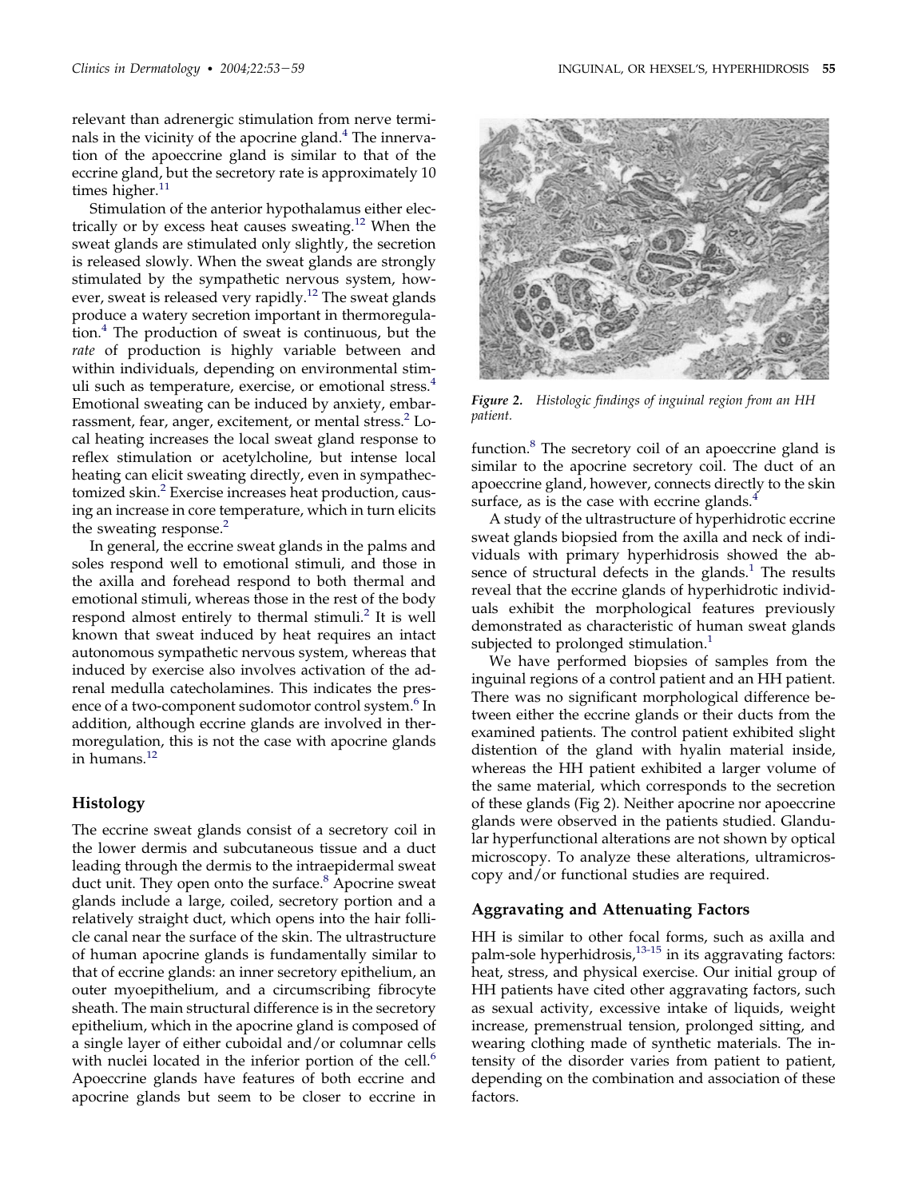relevant than adrenergic stimulation from nerve terminals in the vicinity of the apocrine gland.[4] The innervation of the apoeccrine gland is similar to that of the eccrine gland, but the secretory rate is approximately 10 times higher.[11]

Stimulation of the anterior hypothalamus either electrically or by excess heat causes sweating.[12] When the sweat glands are stimulated only slightly, the secretion is released slowly. When the sweat glands are strongly stimulated by the sympathetic nervous system, however, sweat is released very rapidly.[12] The sweat glands produce a watery secretion important in thermoregulation.[4] The production of sweat is continuous, but the *rate* of production is highly variable between and within individuals, depending on environmental stimuli such as temperature, exercise, or emotional stress.[4] Emotional sweating can be induced by anxiety, embarrassment, fear, anger, excitement, or mental stress.[2] Local heating increases the local sweat gland response to reflex stimulation or acetylcholine, but intense local heating can elicit sweating directly, even in sympathectomized skin.[2] Exercise increases heat production, causing an increase in core temperature, which in turn elicits the sweating response.[2]

In general, the eccrine sweat glands in the palms and soles respond well to emotional stimuli, and those in the axilla and forehead respond to both thermal and emotional stimuli, whereas those in the rest of the body respond almost entirely to thermal stimuli.[2] It is well known that sweat induced by heat requires an intact autonomous sympathetic nervous system, whereas that induced by exercise also involves activation of the adrenal medulla catecholamines. This indicates the presence of a two-component sudomotor control system.[6] In addition, although eccrine glands are involved in thermoregulation, this is not the case with apocrine glands in humans.[12]

## Histology

The eccrine sweat glands consist of a secretory coil in the lower dermis and subcutaneous tissue and a duct leading through the dermis to the intraepidermal sweat duct unit. They open onto the surface.[8] Apocrine sweat glands include a large, coiled, secretory portion and a relatively straight duct, which opens into the hair follicle canal near the surface of the skin. The ultrastructure of human apocrine glands is fundamentally similar to that of eccrine glands: an inner secretory epithelium, an outer myoepithelium, and a circumscribing fibrocyte sheath. The main structural difference is in the secretory epithelium, which in the apocrine gland is composed of a single layer of either cuboidal and/or columnar cells with nuclei located in the inferior portion of the cell.[6] Apoeccrine glands have features of both eccrine and apocrine glands but seem to be closer to eccrine in function.[8] The secretory coil of an apoeccrine gland is similar to the apocrine secretory coil. The duct of an apoeccrine gland, however, connects directly to the skin surface, as is the case with eccrine glands.[4]

*Figure 2. Histologic findings of inguinal region from an HH patient.*

A study of the ultrastructure of hyperhidrotic eccrine sweat glands biopsied from the axilla and neck of individuals with primary hyperhidrosis showed the absence of structural defects in the glands.[1] The results reveal that the eccrine glands of hyperhidrotic individuals exhibit the morphological features previously demonstrated as characteristic of human sweat glands subjected to prolonged stimulation.[1]

We have performed biopsies of samples from the inguinal regions of a control patient and an HH patient. There was no significant morphological difference between either the eccrine glands or their ducts from the examined patients. The control patient exhibited slight distention of the gland with hyalin material inside, whereas the HH patient exhibited a larger volume of the same material, which corresponds to the secretion of these glands (Fig 2). Neither apocrine nor apoeccrine glands were observed in the patients studied. Glandular hyperfunctional alterations are not shown by optical microscopy. To analyze these alterations, ultramicroscopy and/or functional studies are required.

## Aggravating and Attenuating Factors

HH is similar to other focal forms, such as axilla and palm-sole hyperhidrosis,[13-15] in its aggravating factors: heat, stress, and physical exercise. Our initial group of HH patients have cited other aggravating factors, such as sexual activity, excessive intake of liquids, weight increase, premenstrual tension, prolonged sitting, and wearing clothing made of synthetic materials. The intensity of the disorder varies from patient to patient, depending on the combination and association of these factors.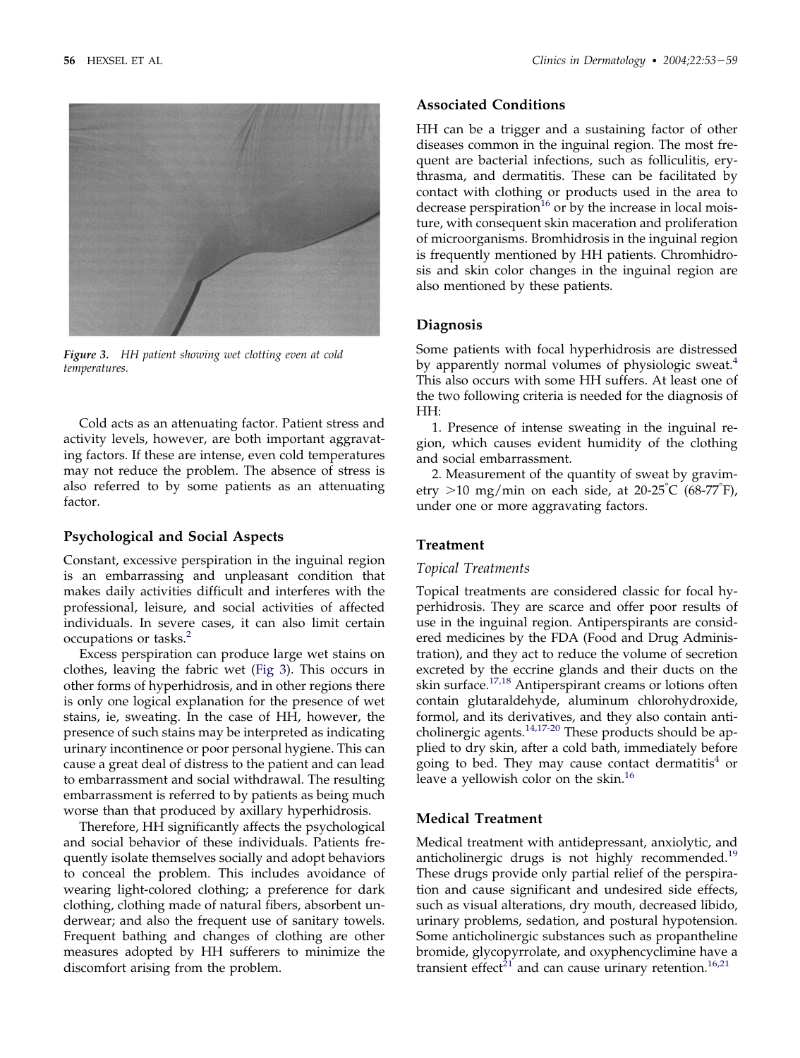*Figure 3.* *HH patient showing wet clotting even at cold temperatures.*

Cold acts as an attenuating factor. Patient stress and activity levels, however, are both important aggravating factors. If these are intense, even cold temperatures may not reduce the problem. The absence of stress is also referred to by some patients as an attenuating factor.

## Psychological and Social Aspects

Constant, excessive perspiration in the inguinal region is an embarrassing and unpleasant condition that makes daily activities difficult and interferes with the professional, leisure, and social activities of affected individuals. In severe cases, it can also limit certain occupations or tasks.[2]

Excess perspiration can produce large wet stains on clothes, leaving the fabric wet (Fig 3). This occurs in other forms of hyperhidrosis, and in other regions there is only one logical explanation for the presence of wet stains, ie, sweating. In the case of HH, however, the presence of such stains may be interpreted as indicating urinary incontinence or poor personal hygiene. This can cause a great deal of distress to the patient and can lead to embarrassment and social withdrawal. The resulting embarrassment is referred to by patients as being much worse than that produced by axillary hyperhidrosis.

Therefore, HH significantly affects the psychological and social behavior of these individuals. Patients frequently isolate themselves socially and adopt behaviors to conceal the problem. This includes avoidance of wearing light-colored clothing; a preference for dark clothing, clothing made of natural fibers, absorbent underwear; and also the frequent use of sanitary towels. Frequent bathing and changes of clothing are other measures adopted by HH sufferers to minimize the discomfort arising from the problem.

## Associated Conditions

HH can be a trigger and a sustaining factor of other diseases common in the inguinal region. The most frequent are bacterial infections, such as folliculitis, erythrasma, and dermatitis. These can be facilitated by contact with clothing or products used in the area to decrease perspiration[16] or by the increase in local moisture, with consequent skin maceration and proliferation of microorganisms. Bromhidrosis in the inguinal region is frequently mentioned by HH patients. Chromhidrosis and skin color changes in the inguinal region are also mentioned by these patients.

## Diagnosis

Some patients with focal hyperhidrosis are distressed by apparently normal volumes of physiologic sweat.[4] This also occurs with some HH suffers. At least one of the two following criteria is needed for the diagnosis of HH:

1. Presence of intense sweating in the inguinal region, which causes evident humidity of the clothing and social embarrassment.
2. Measurement of the quantity of sweat by gravimetry $>10$ mg/min on each side, at 20-25°C (68-77°F), under one or more aggravating factors.

## Treatment

### Topical Treatments

Topical treatments are considered classic for focal hyperhidrosis. They are scarce and offer poor results of use in the inguinal region. Antiperspirants are considered medicines by the FDA (Food and Drug Administration), and they act to reduce the volume of secretion excreted by the eccrine glands and their ducts on the skin surface.[17,18] Antiperspirant creams or lotions often contain glutaraldehyde, aluminum chlorohydroxide, formol, and its derivatives, and they also contain anticholinergic agents.[14,17-20] These products should be applied to dry skin, after a cold bath, immediately before going to bed. They may cause contact dermatitis[4] or leave a yellowish color on the skin.[16]

## Medical Treatment

Medical treatment with antidepressant, anxiolytic, and anticholinergic drugs is not highly recommended.[19] These drugs provide only partial relief of the perspiration and cause significant and undesired side effects, such as visual alterations, dry mouth, decreased libido, urinary problems, sedation, and postural hypotension. Some anticholinergic substances such as propantheline bromide, glycopyrrolate, and oxyphencyclimine have a transient effect[21] and can cause urinary retention.[16,21]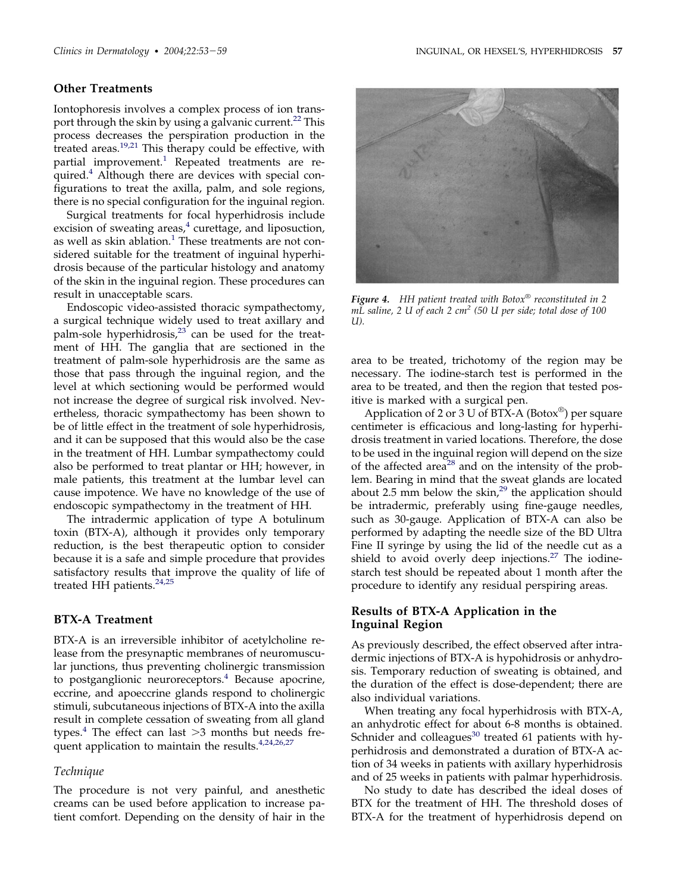### Other Treatments

Iontophoresis involves a complex process of ion transport through the skin by using a galvanic current.[22] This process decreases the perspiration production in the treated areas.[19,21] This therapy could be effective, with partial improvement.[1] Repeated treatments are required.[4] Although there are devices with special configurations to treat the axilla, palm, and sole regions, there is no special configuration for the inguinal region.

Surgical treatments for focal hyperhidrosis include excision of sweating areas,[4] curettage, and liposuction, as well as skin ablation.[1] These treatments are not considered suitable for the treatment of inguinal hyperhidrosis because of the particular histology and anatomy of the skin in the inguinal region. These procedures can result in unacceptable scars.

Endoscopic video-assisted thoracic sympathectomy, a surgical technique widely used to treat axillary and palm-sole hyperhidrosis,[23] can be used for the treatment of HH. The ganglia that are sectioned in the treatment of palm-sole hyperhidrosis are the same as those that pass through the inguinal region, and the level at which sectioning would be performed would not increase the degree of surgical risk involved. Nevertheless, thoracic sympathectomy has been shown to be of little effect in the treatment of sole hyperhidrosis, and it can be supposed that this would also be the case in the treatment of HH. Lumbar sympathectomy could also be performed to treat plantar or HH; however, in male patients, this treatment at the lumbar level can cause impotence. We have no knowledge of the use of endoscopic sympathectomy in the treatment of HH.

The intradermic application of type A botulinum toxin (BTX-A), although it provides only temporary reduction, is the best therapeutic option to consider because it is a safe and simple procedure that provides satisfactory results that improve the quality of life of treated HH patients.[24,25]

### BTX-A Treatment

BTX-A is an irreversible inhibitor of acetylcholine release from the presynaptic membranes of neuromuscular junctions, thus preventing cholinergic transmission to postganglionic neuroreceptors.[4] Because apocrine, eccrine, and apoeccrine glands respond to cholinergic stimuli, subcutaneous injections of BTX-A into the axilla result in complete cessation of sweating from all gland types.[4] The effect can last >3 months but needs frequent application to maintain the results.[4,24,26,27]

#### *Technique*

The procedure is not very painful, and anesthetic creams can be used before application to increase patient comfort. Depending on the density of hair in the area to be treated, trichotomy of the region may be necessary. The iodine-starch test is performed in the area to be treated, and then the region that tested positive is marked with a surgical pen.

*Figure 4. HH patient treated with Botox® reconstituted in 2 mL saline, 2 U of each 2 cm² (50 U per side; total dose of 100 U).*

Application of 2 or 3 U of BTX-A (Botox®) per square centimeter is efficacious and long-lasting for hyperhidrosis treatment in varied locations. Therefore, the dose to be used in the inguinal region will depend on the size of the affected area[28] and on the intensity of the problem. Bearing in mind that the sweat glands are located about 2.5 mm below the skin,[29] the application should be intradermic, preferably using fine-gauge needles, such as 30-gauge. Application of BTX-A can also be performed by adapting the needle size of the BD Ultra Fine II syringe by using the lid of the needle cut as a shield to avoid overly deep injections.[27] The iodine-starch test should be repeated about 1 month after the procedure to identify any residual perspiring areas.

### Results of BTX-A Application in the Inguinal Region

As previously described, the effect observed after intradermic injections of BTX-A is hypohidrosis or anhydrosis. Temporary reduction of sweating is obtained, and the duration of the effect is dose-dependent; there are also individual variations.

When treating any focal hyperhidrosis with BTX-A, an anhydrotic effect for about 6-8 months is obtained. Schnider and colleagues[30] treated 61 patients with hyperhidrosis and demonstrated a duration of BTX-A action of 34 weeks in patients with axillary hyperhidrosis and of 25 weeks in patients with palmar hyperhidrosis.

No study to date has described the ideal doses of BTX for the treatment of HH. The threshold doses of BTX-A for the treatment of hyperhidrosis depend on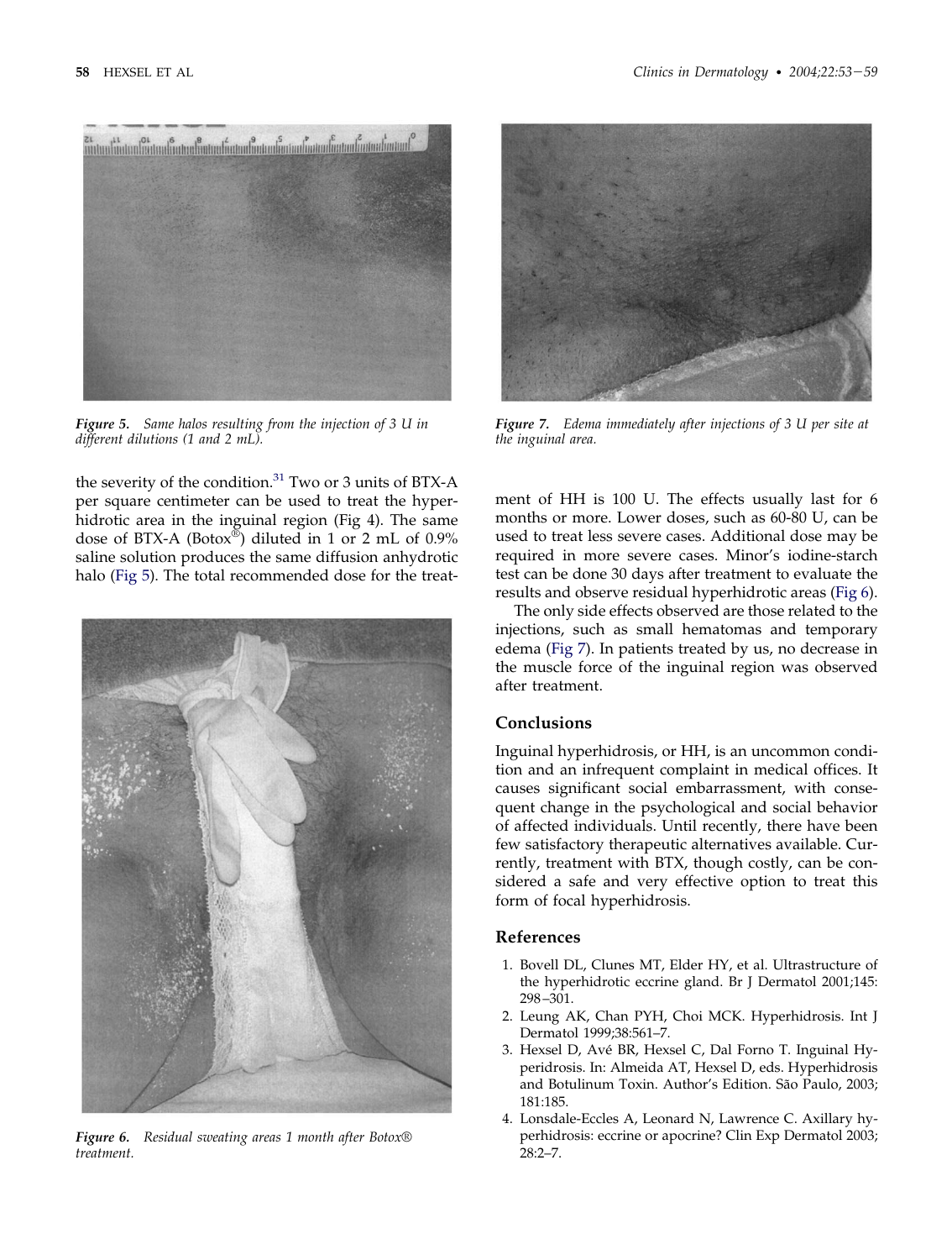*Figure 5.* *Same halos resulting from the injection of 3 U in different dilutions (1 and 2 mL).*

*Figure 6.* *Residual sweating areas 1 month after Botox® treatment.*

*Figure 7.* *Edema immediately after injections of 3 U per site at the inguinal area.*

the severity of the condition.[31] Two or 3 units of BTX-A per square centimeter can be used to treat the hyperhidrotic area in the inguinal region (Fig 4). The same dose of BTX-A (Botox®) diluted in 1 or 2 mL of 0.9% saline solution produces the same diffusion anhydrotic halo (Fig 5). The total recommended dose for the treatment of HH is 100 U. The effects usually last for 6 months or more. Lower doses, such as 60-80 U, can be used to treat less severe cases. Additional dose may be required in more severe cases. Minor's iodine-starch test can be done 30 days after treatment to evaluate the results and observe residual hyperhidrotic areas (Fig 6).

The only side effects observed are those related to the injections, such as small hematomas and temporary edema (Fig 7). In patients treated by us, no decrease in the muscle force of the inguinal region was observed after treatment.

## Conclusions

Inguinal hyperhidrosis, or HH, is an uncommon condition and an infrequent complaint in medical offices. It causes significant social embarrassment, with consequent change in the psychological and social behavior of affected individuals. Until recently, there have been few satisfactory therapeutic alternatives available. Currently, treatment with BTX, though costly, can be considered a safe and very effective option to treat this form of focal hyperhidrosis.

## References

1. Bovell DL, Clunes MT, Elder HY, et al. Ultrastructure of the hyperhidrotic eccrine gland. Br J Dermatol 2001;145: 298–301.
2. Leung AK, Chan PYH, Choi MCK. Hyperhidrosis. Int J Dermatol 1999;38:561–7.
3. Hexsel D, Avé BR, Hexsel C, Dal Forno T. Inguinal Hyperidrosis. In: Almeida AT, Hexsel D, eds. Hyperhidrosis and Botulinum Toxin. Author's Edition. São Paulo, 2003; 181:185.
4. Lonsdale-Eccles A, Leonard N, Lawrence C. Axillary hyperhidrosis: eccrine or apocrine? Clin Exp Dermatol 2003; 28:2–7.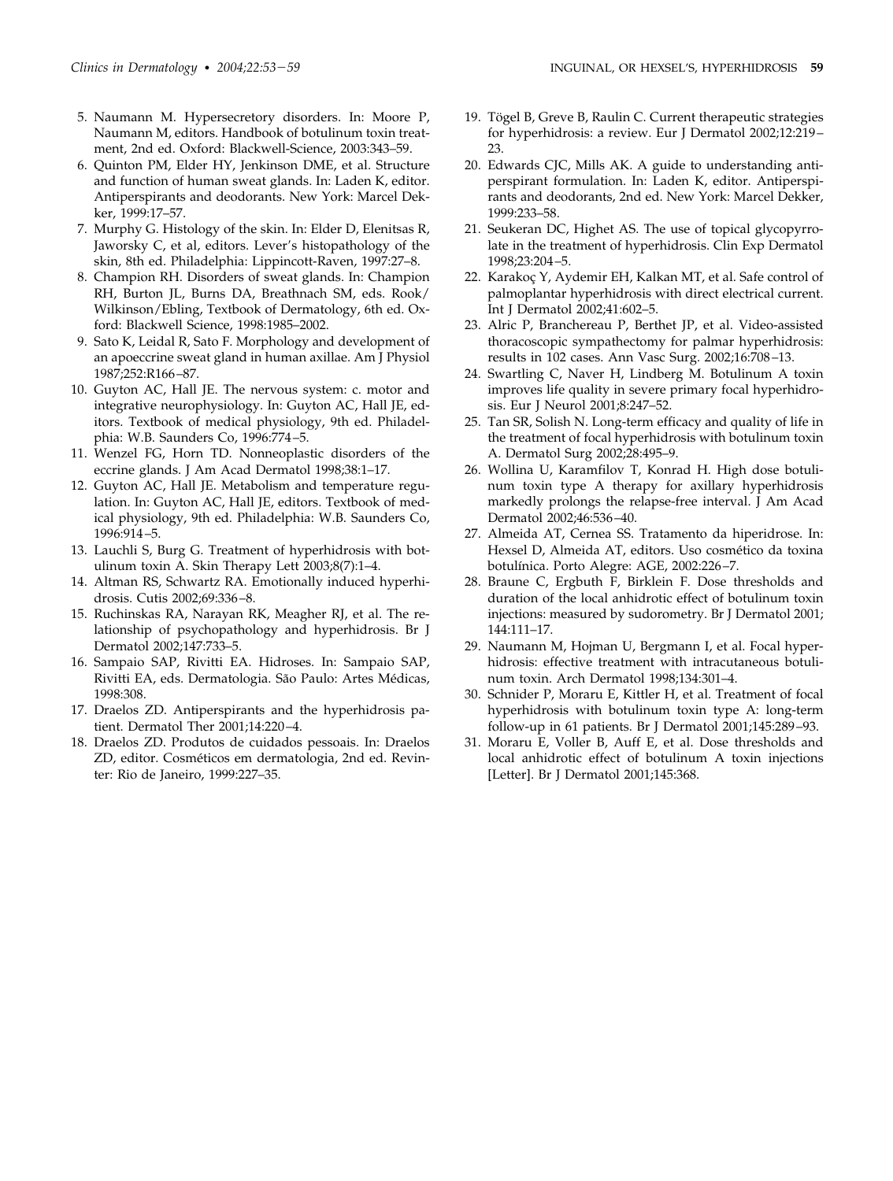5. Naumann M. Hypersecretory disorders. In: Moore P, Naumann M, editors. Handbook of botulinum toxin treatment, 2nd ed. Oxford: Blackwell-Science, 2003:343–59.
6. Quinton PM, Elder HY, Jenkinson DME, et al. Structure and function of human sweat glands. In: Laden K, editor. Antiperspirants and deodorants. New York: Marcel Dekker, 1999:17–57.
7. Murphy G. Histology of the skin. In: Elder D, Elenitsas R, Jaworsky C, et al, editors. Lever's histopathology of the skin, 8th ed. Philadelphia: Lippincott-Raven, 1997:27–8.
8. Champion RH. Disorders of sweat glands. In: Champion RH, Burton JL, Burns DA, Breathnach SM, eds. Rook/Wilkinson/Ebling, Textbook of Dermatology, 6th ed. Oxford: Blackwell Science, 1998:1985–2002.
9. Sato K, Leidal R, Sato F. Morphology and development of an apoeccrine sweat gland in human axillae. Am J Physiol 1987;252:R166–87.
10. Guyton AC, Hall JE. The nervous system: c. motor and integrative neurophysiology. In: Guyton AC, Hall JE, editors. Textbook of medical physiology, 9th ed. Philadelphia: W.B. Saunders Co, 1996:774–5.
11. Wenzel FG, Horn TD. Nonneoplastic disorders of the eccrine glands. J Am Acad Dermatol 1998;38:1–17.
12. Guyton AC, Hall JE. Metabolism and temperature regulation. In: Guyton AC, Hall JE, editors. Textbook of medical physiology, 9th ed. Philadelphia: W.B. Saunders Co, 1996:914–5.
13. Lauchli S, Burg G. Treatment of hyperhidrosis with botulinum toxin A. Skin Therapy Lett 2003;8(7):1–4.
14. Altman RS, Schwartz RA. Emotionally induced hyperhidrosis. Cutis 2002;69:336–8.
15. Ruchinskas RA, Narayan RK, Meagher RJ, et al. The relationship of psychopathology and hyperhidrosis. Br J Dermatol 2002;147:733–5.
16. Sampaio SAP, Rivitti EA. Hidroses. In: Sampaio SAP, Rivitti EA, eds. Dermatologia. São Paulo: Artes Médicas, 1998:308.
17. Draelos ZD. Antiperspirants and the hyperhidrosis patient. Dermatol Ther 2001;14:220–4.
18. Draelos ZD. Produtos de cuidados pessoais. In: Draelos ZD, editor. Cosméticos em dermatologia, 2nd ed. Revinter: Rio de Janeiro, 1999:227–35.
19. Tögel B, Greve B, Raulin C. Current therapeutic strategies for hyperhidrosis: a review. Eur J Dermatol 2002;12:219–23.
20. Edwards CJC, Mills AK. A guide to understanding antiperspirant formulation. In: Laden K, editor. Antiperspirants and deodorants, 2nd ed. New York: Marcel Dekker, 1999:233–58.
21. Seukeran DC, Highet AS. The use of topical glycopyrrolate in the treatment of hyperhidrosis. Clin Exp Dermatol 1998;23:204–5.
22. Karakoç Y, Aydemir EH, Kalkan MT, et al. Safe control of palmoplantar hyperhidrosis with direct electrical current. Int J Dermatol 2002;41:602–5.
23. Alric P, Branchereau P, Berthet JP, et al. Video-assisted thoracoscopic sympathectomy for palmar hyperhidrosis: results in 102 cases. Ann Vasc Surg. 2002;16:708–13.
24. Swartling C, Naver H, Lindberg M. Botulinum A toxin improves life quality in severe primary focal hyperhidrosis. Eur J Neurol 2001;8:247–52.
25. Tan SR, Solish N. Long-term efficacy and quality of life in the treatment of focal hyperhidrosis with botulinum toxin A. Dermatol Surg 2002;28:495–9.
26. Wollina U, Karamfilov T, Konrad H. High dose botulinum toxin type A therapy for axillary hyperhidrosis markedly prolongs the relapse-free interval. J Am Acad Dermatol 2002;46:536–40.
27. Almeida AT, Cernea SS. Tratamento da hiperidrose. In: Hexsel D, Almeida AT, editors. Uso cosmético da toxina botulínica. Porto Alegre: AGE, 2002:226–7.
28. Braune C, Ergbuth F, Birklein F. Dose thresholds and duration of the local anhidrotic effect of botulinum toxin injections: measured by sudorometry. Br J Dermatol 2001; 144:111–17.
29. Naumann M, Hojman U, Bergmann I, et al. Focal hyperhidrosis: effective treatment with intracutaneous botulinum toxin. Arch Dermatol 1998;134:301–4.
30. Schnider P, Moraru E, Kittler H, et al. Treatment of focal hyperhidrosis with botulinum toxin type A: long-term follow-up in 61 patients. Br J Dermatol 2001;145:289–93.
31. Moraru E, Voller B, Auff E, et al. Dose thresholds and local anhidrotic effect of botulinum A toxin injections [Letter]. Br J Dermatol 2001;145:368.